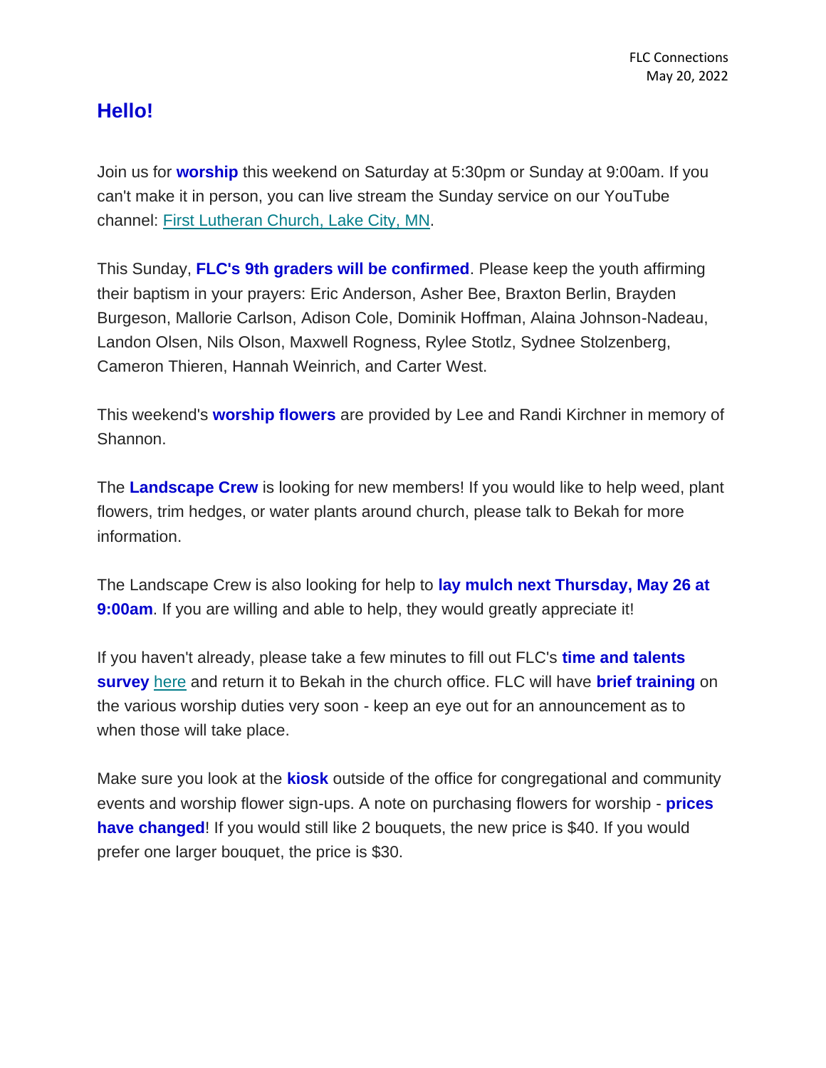FLC Connections
May 20, 2022

# Hello!

Join us for **worship** this weekend on Saturday at 5:30pm or Sunday at 9:00am. If you can't make it in person, you can live stream the Sunday service on our YouTube channel: [First Lutheran Church, Lake City, MN](#).

This Sunday, **FLC's 9th graders will be confirmed**. Please keep the youth affirming their baptism in your prayers: Eric Anderson, Asher Bee, Braxton Berlin, Brayden Burgeson, Mallorie Carlson, Adison Cole, Dominik Hoffman, Alaina Johnson-Nadeau, Landon Olsen, Nils Olson, Maxwell Rogness, Rylee Stotlz, Sydnee Stolzenberg, Cameron Thieren, Hannah Weinrich, and Carter West.

This weekend's **worship flowers** are provided by Lee and Randi Kirchner in memory of Shannon.

The **Landscape Crew** is looking for new members! If you would like to help weed, plant flowers, trim hedges, or water plants around church, please talk to Bekah for more information.

The Landscape Crew is also looking for help to **lay mulch next Thursday, May 26 at 9:00am**. If you are willing and able to help, they would greatly appreciate it!

If you haven't already, please take a few minutes to fill out FLC's **time and talents survey** [here](#) and return it to Bekah in the church office. FLC will have **brief training** on the various worship duties very soon - keep an eye out for an announcement as to when those will take place.

Make sure you look at the **kiosk** outside of the office for congregational and community events and worship flower sign-ups. A note on purchasing flowers for worship - **prices have changed**! If you would still like 2 bouquets, the new price is $40. If you would prefer one larger bouquet, the price is $30.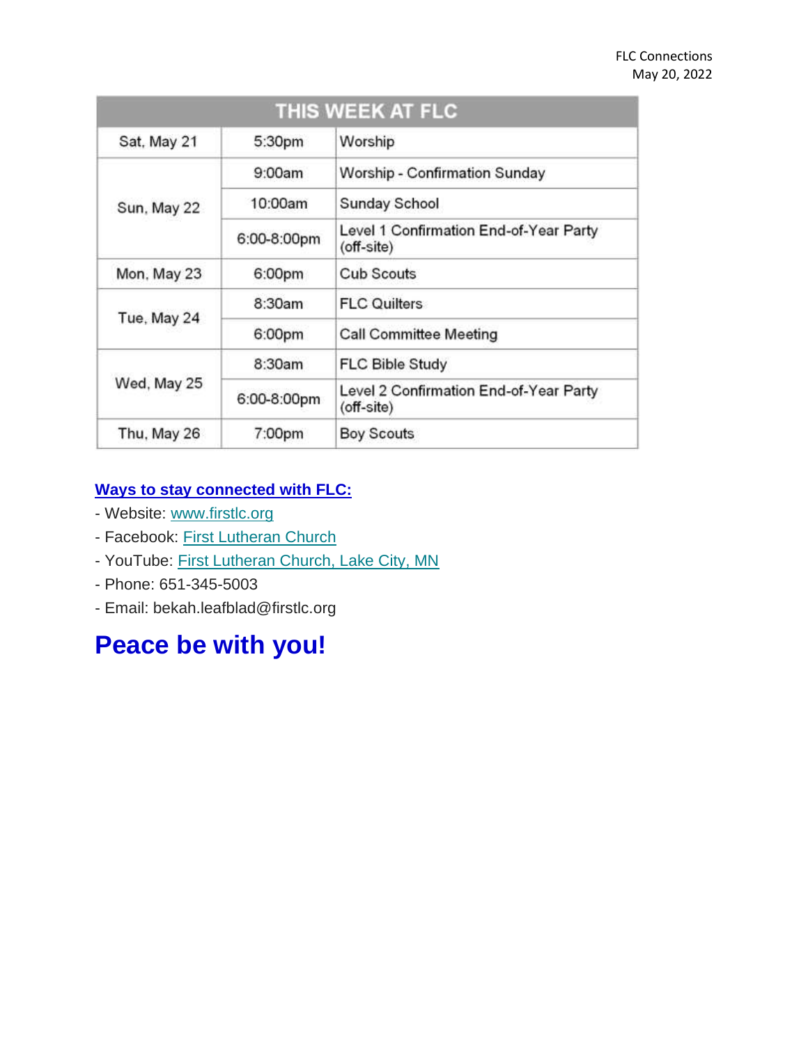| THIS WEEK AT FLC | | |
|---|---|---|
| Sat, May 21 | 5:30pm | Worship |
| Sun, May 22 | 9:00am | Worship - Confirmation Sunday |
| | 10:00am | Sunday School |
| | 6:00-8:00pm | Level 1 Confirmation End-of-Year Party (off-site) |
| Mon, May 23 | 6:00pm | Cub Scouts |
| Tue, May 24 | 8:30am | FLC Quilters |
| | 6:00pm | Call Committee Meeting |
| Wed, May 25 | 8:30am | FLC Bible Study |
| | 6:00-8:00pm | Level 2 Confirmation End-of-Year Party (off-site) |
| Thu, May 26 | 7:00pm | Boy Scouts |

**Ways to stay connected with FLC:**

- Website: www.firstlc.org
- Facebook: First Lutheran Church
- YouTube: First Lutheran Church, Lake City, MN
- Phone: 651-345-5003
- Email: bekah.leafblad@firstlc.org

# Peace be with you!